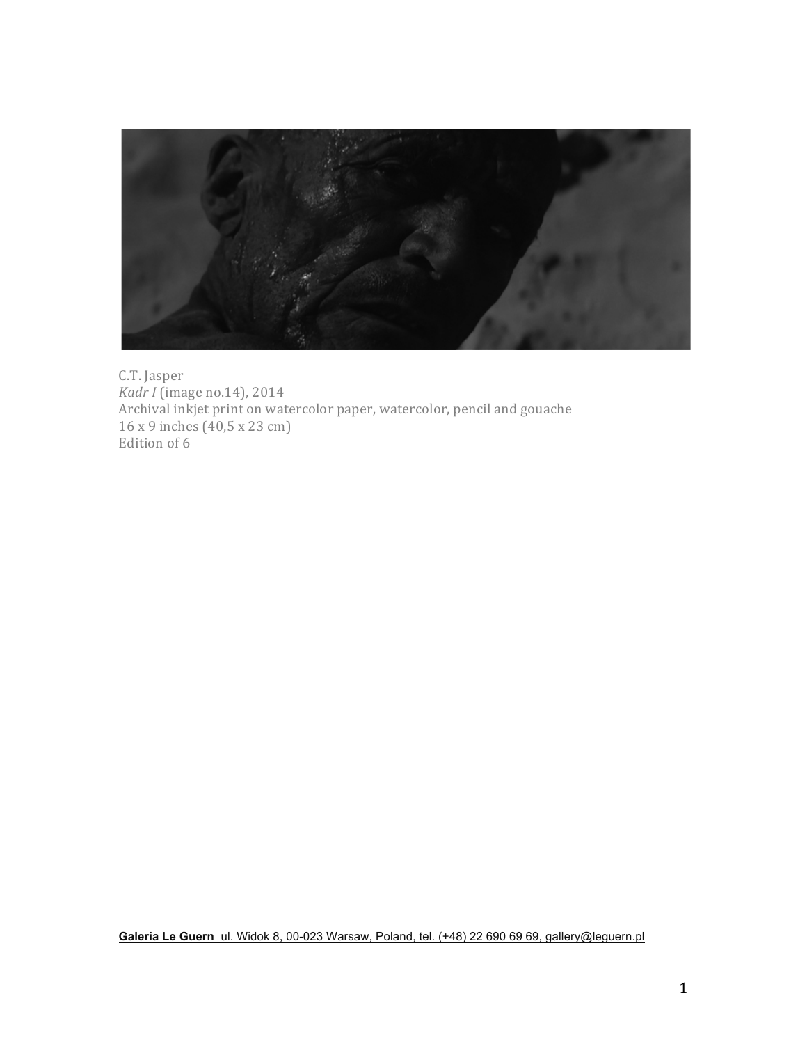C.T. Jasper
*Kadr I* (image no.14), 2014
Archival inkjet print on watercolor paper, watercolor, pencil and gouache
16 x 9 inches (40,5 x 23 cm)
Edition of 6

**Galeria Le Guern** ul. Widok 8, 00-023 Warsaw, Poland, tel. (+48) 22 690 69 69, gallery@leguern.pl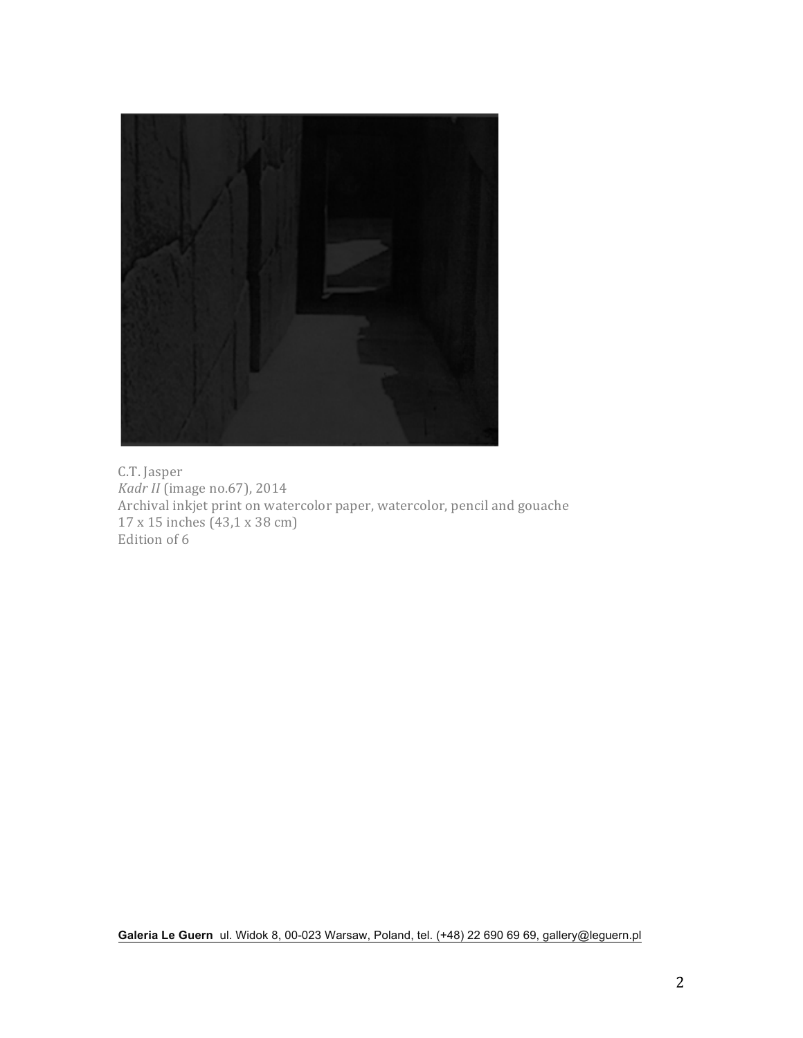C.T. Jasper
*Kadr II* (image no.67), 2014
Archival inkjet print on watercolor paper, watercolor, pencil and gouache
17 x 15 inches (43,1 x 38 cm)
Edition of 6

**Galeria Le Guern** ul. Widok 8, 00-023 Warsaw, Poland, tel. (+48) 22 690 69 69, gallery@leguern.pl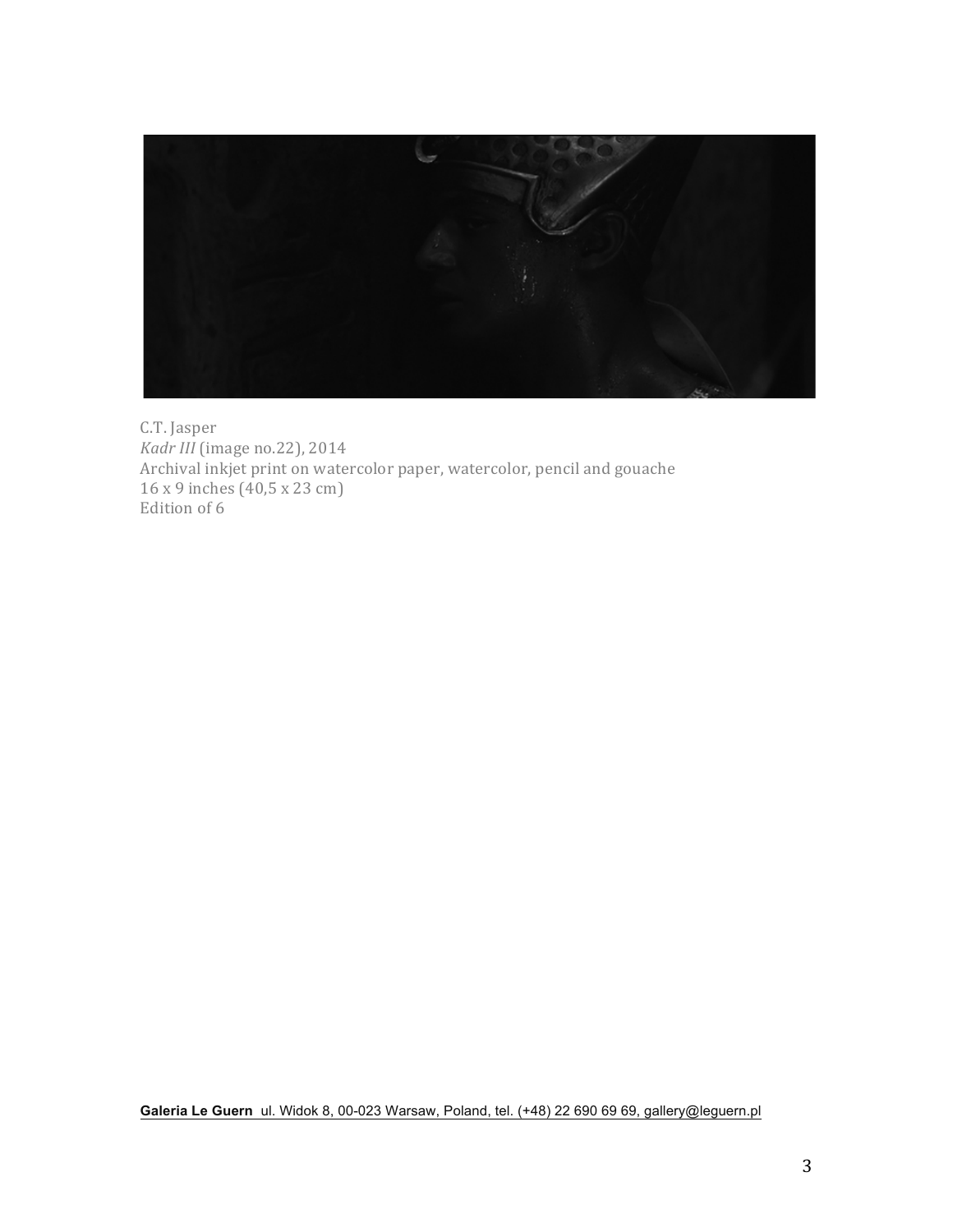C.T. Jasper  
*Kadr III* (image no.22), 2014  
Archival inkjet print on watercolor paper, watercolor, pencil and gouache  
16 x 9 inches (40,5 x 23 cm)  
Edition of 6

**Galeria Le Guern** ul. Widok 8, 00-023 Warsaw, Poland, tel. (+48) 22 690 69 69, gallery@leguern.pl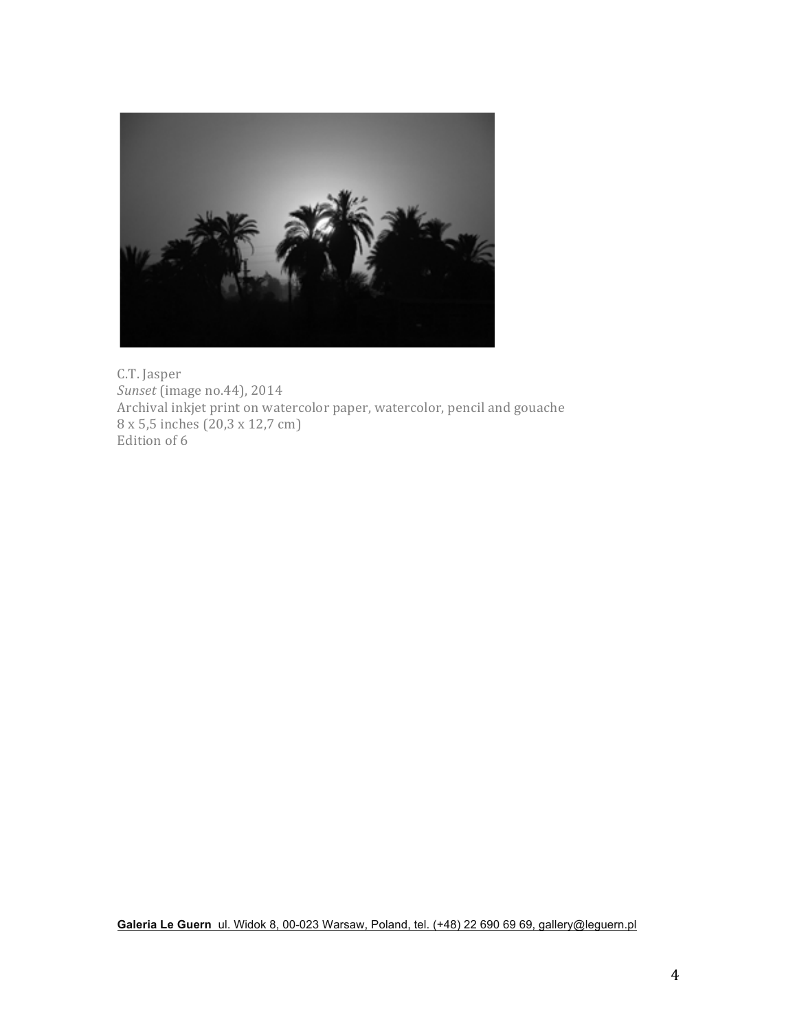C.T. Jasper
*Sunset* (image no.44), 2014
Archival inkjet print on watercolor paper, watercolor, pencil and gouache
8 x 5,5 inches (20,3 x 12,7 cm)
Edition of 6

**Galeria Le Guern** ul. Widok 8, 00-023 Warsaw, Poland, tel. (+48) 22 690 69 69, gallery@leguern.pl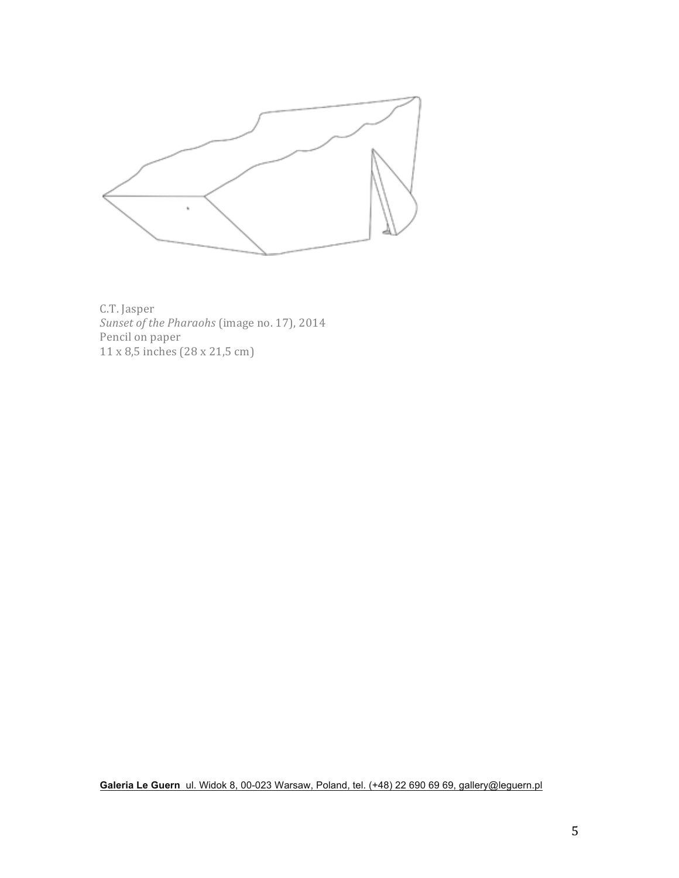C.T. Jasper
*Sunset of the Pharaohs* (image no. 17), 2014
Pencil on paper
11 x 8,5 inches (28 x 21,5 cm)

**Galeria Le Guern** ul. Widok 8, 00-023 Warsaw, Poland, tel. (+48) 22 690 69 69, gallery@leguern.pl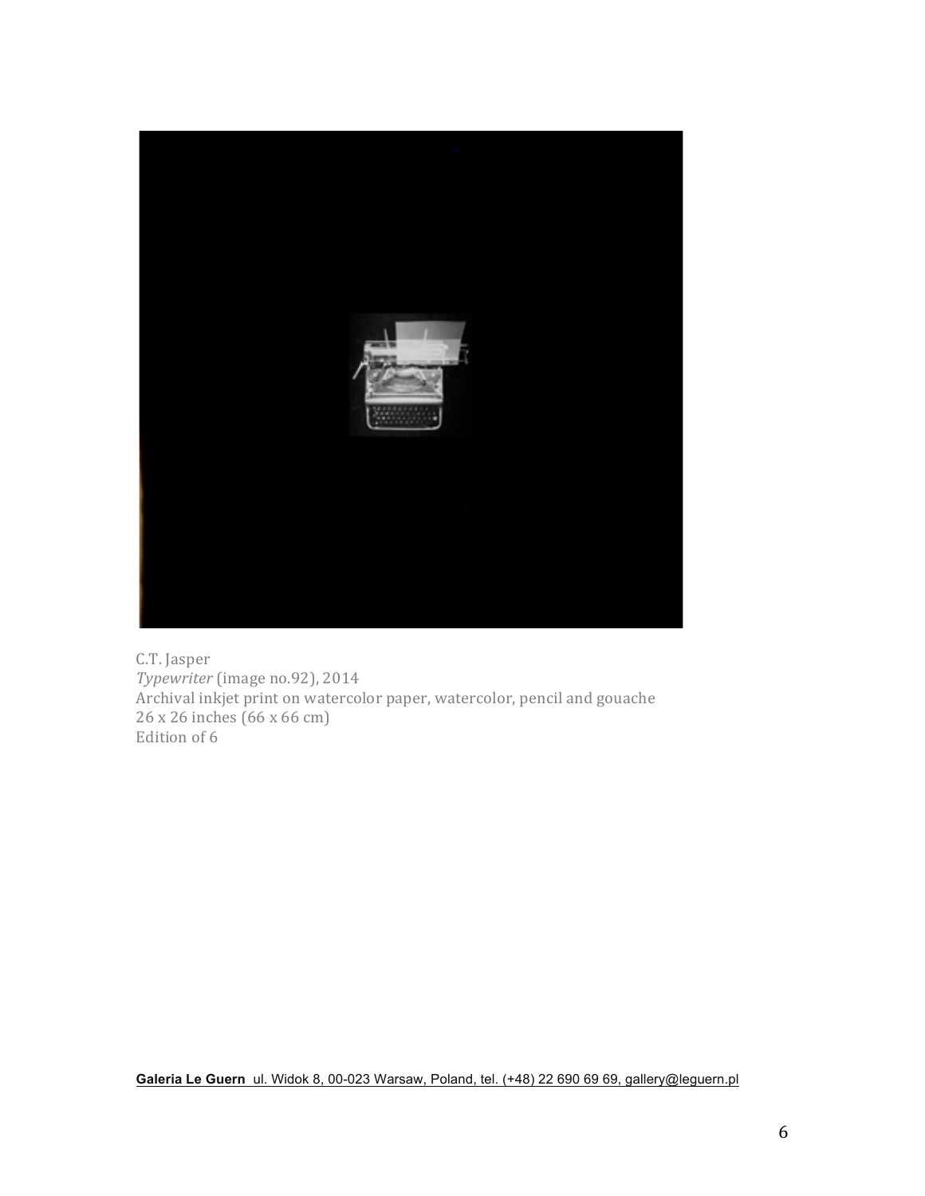C.T. Jasper
*Typewriter* (image no.92), 2014
Archival inkjet print on watercolor paper, watercolor, pencil and gouache
26 x 26 inches (66 x 66 cm)
Edition of 6

**Galeria Le Guern** ul. Widok 8, 00-023 Warsaw, Poland, tel. (+48) 22 690 69 69, gallery@leguern.pl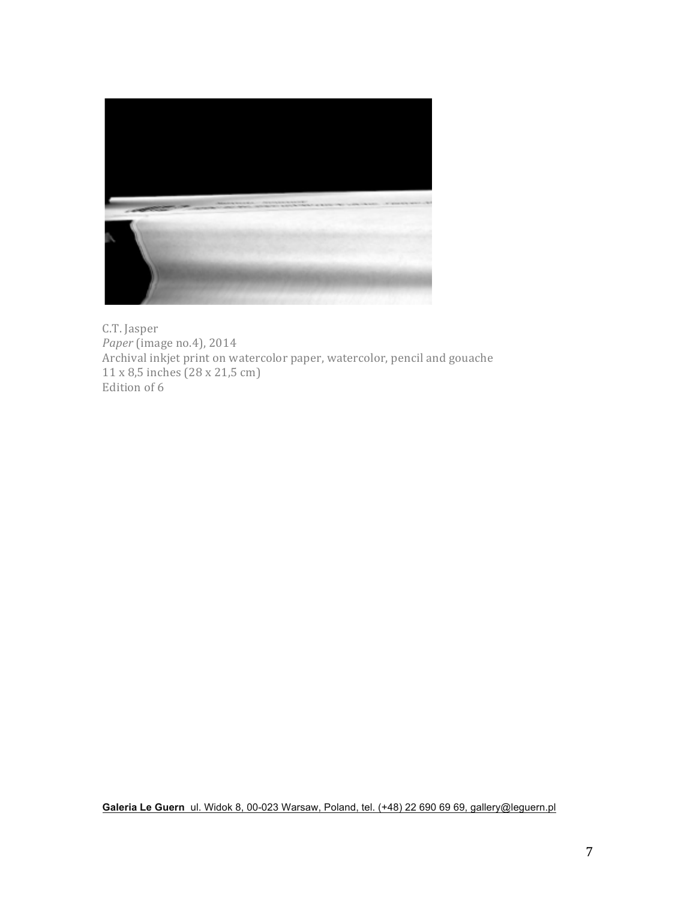C.T. Jasper
*Paper* (image no.4), 2014
Archival inkjet print on watercolor paper, watercolor, pencil and gouache
11 x 8,5 inches (28 x 21,5 cm)
Edition of 6

**Galeria Le Guern** ul. Widok 8, 00-023 Warsaw, Poland, tel. (+48) 22 690 69 69, gallery@leguern.pl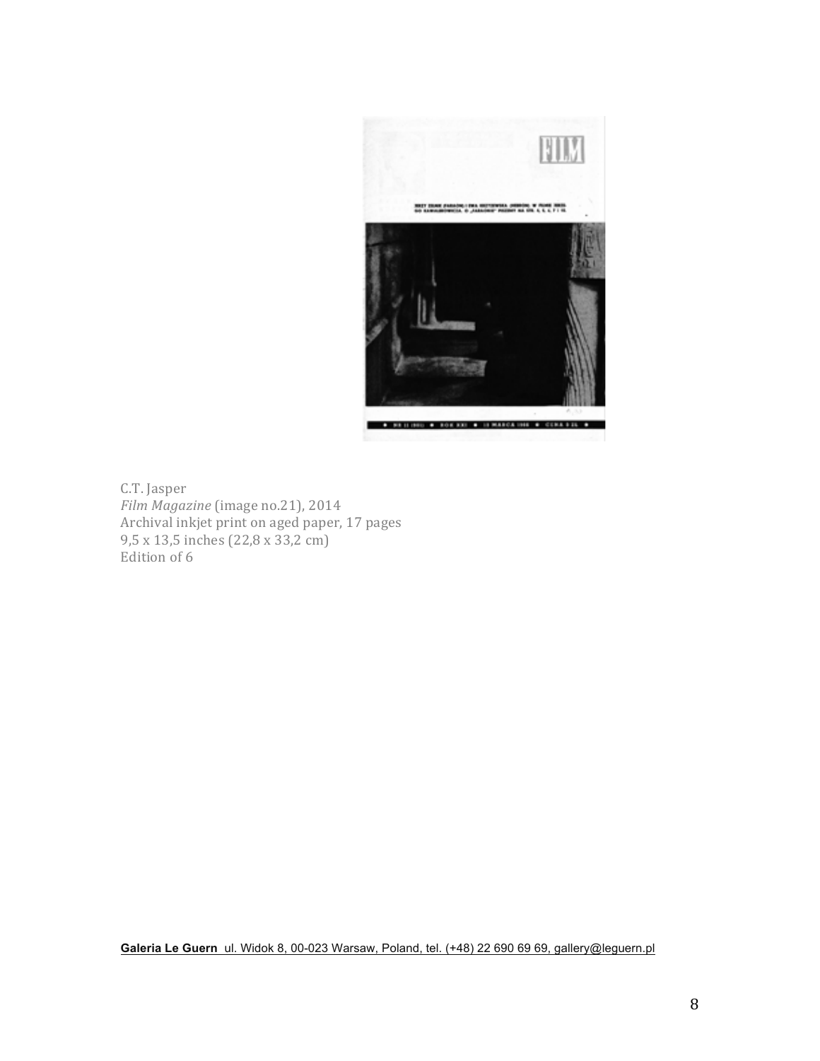C.T. Jasper
*Film Magazine* (image no.21), 2014
Archival inkjet print on aged paper, 17 pages
9,5 x 13,5 inches (22,8 x 33,2 cm)
Edition of 6

**Galeria Le Guern** ul. Widok 8, 00-023 Warsaw, Poland, tel. (+48) 22 690 69 69, gallery@leguern.pl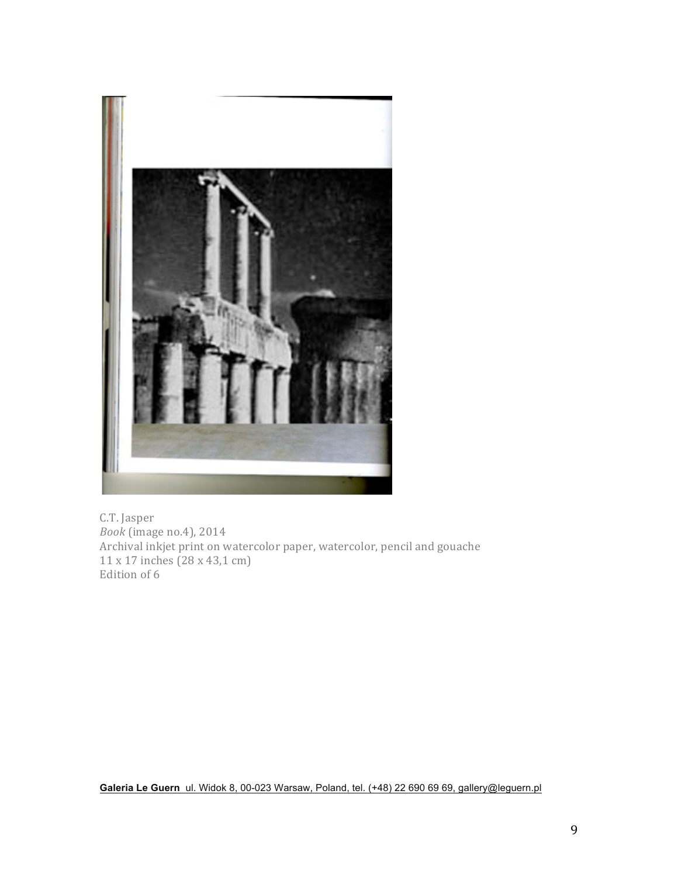C.T. Jasper
*Book* (image no.4), 2014
Archival inkjet print on watercolor paper, watercolor, pencil and gouache
11 x 17 inches (28 x 43,1 cm)
Edition of 6

**Galeria Le Guern** ul. Widok 8, 00-023 Warsaw, Poland, tel. (+48) 22 690 69 69, gallery@leguern.pl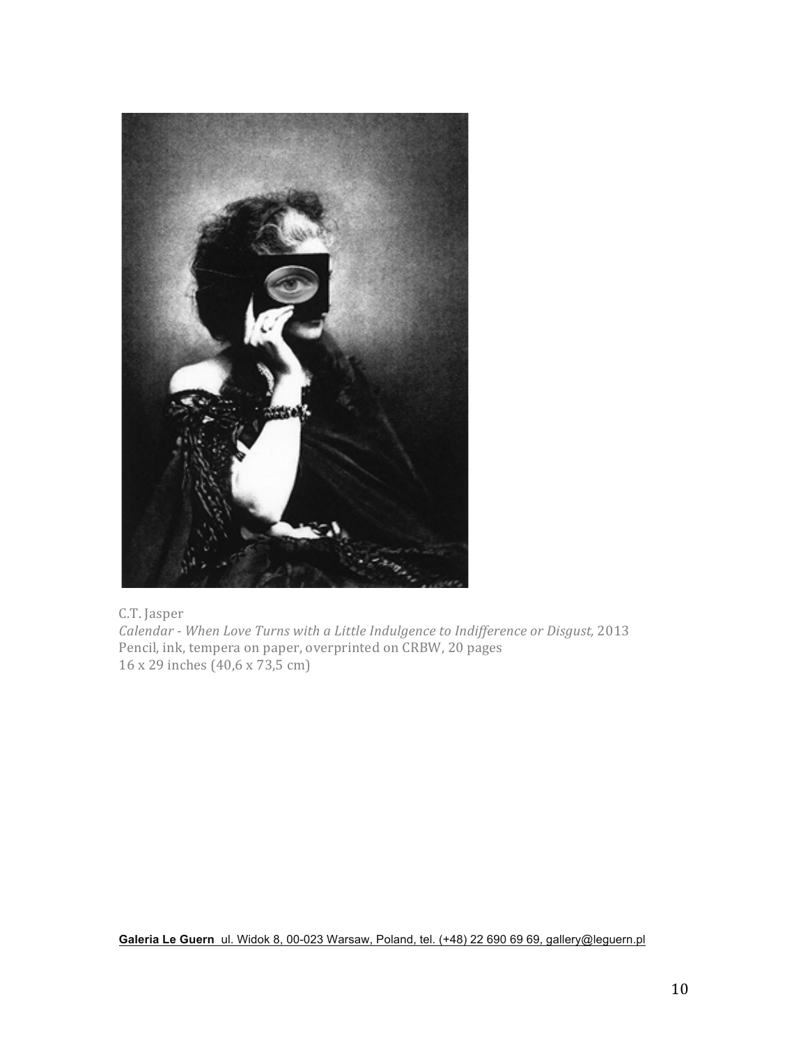C.T. Jasper
*Calendar - When Love Turns with a Little Indulgence to Indifference or Disgust,* 2013
Pencil, ink, tempera on paper, overprinted on CRBW, 20 pages
16 x 29 inches (40,6 x 73,5 cm)

**Galeria Le Guern** ul. Widok 8, 00-023 Warsaw, Poland, tel. (+48) 22 690 69 69, gallery@leguern.pl